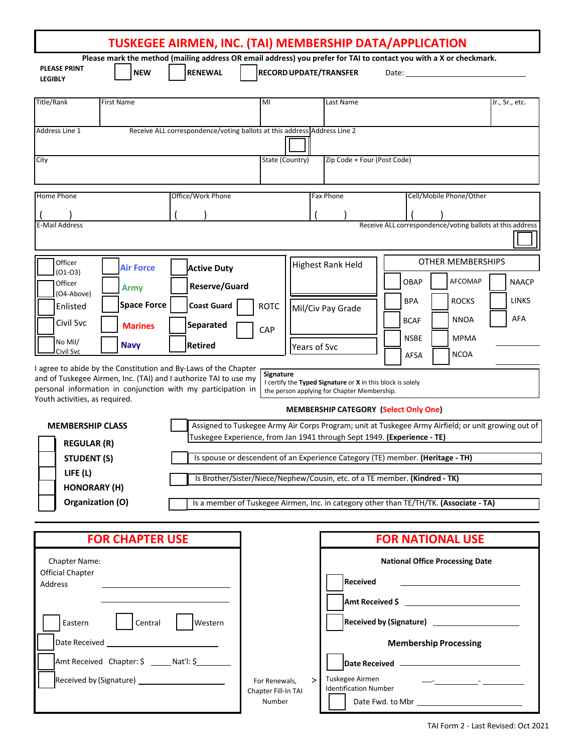# TUSKEGEE AIRMEN, INC. (TAI) MEMBERSHIP DATA/APPLICATION

**Please mark the method (mailing address OR email address) you prefer for TAI to contact you with a X or checkmark.**

**PLEASE PRINT LEGIBLY** ☐ **NEW** ☐ **RENEWAL** ☐ **RECORD UPDATE/TRANSFER** Date: ____________________

| Title/Rank | First Name | MI | Last Name | Jr., Sr., etc. |
|---|---|---|---|---|
| | | | | |

| Address Line 1 — Receive ALL correspondence/voting ballots at this address ☐ | Address Line 2 |
|---|---|
| | |

| City | State (Country) | Zip Code + Four (Post Code) |
|---|---|---|
| | | |

| Home Phone | Office/Work Phone | Fax Phone | Cell/Mobile Phone/Other |
|---|---|---|---|
| ( ) | ( ) | ( ) | ( ) |

E-Mail Address — Receive ALL correspondence/voting ballots at this address ☐

| | | | | |
|---|---|---|---|---|
| ☐ Officer (O1-O3) | ☐ Air Force | ☐ Active Duty | | Highest Rank Held |
| ☐ Officer (O4-Above) | ☐ Army | ☐ Reserve/Guard | | |
| ☐ Enlisted | ☐ Space Force | ☐ Coast Guard | ☐ ROTC | Mil/Civ Pay Grade |
| ☐ Civil Svc | ☐ Marines | ☐ Separated | ☐ CAP | |
| ☐ No Mil/ Civil Svc | ☐ Navy | ☐ Retired | | Years of Svc |

**OTHER MEMBERSHIPS**

| | | |
|---|---|---|
| ☐ OBAP | ☐ AFCOMAP | ☐ NAACP |
| ☐ BPA | ☐ ROCKS | ☐ LINKS |
| ☐ BCAF | ☐ NNOA | ☐ AFA |
| ☐ NSBE | ☐ MPMA | ________ |
| ☐ AFSA | ☐ NCOA | ________ |

I agree to abide by the Constitution and By-Laws of the Chapter and of Tuskegee Airmen, Inc. (TAI) and I authorize TAI to use my personal information in conjunction with my participation in Youth activities, as required.

**Signature**
I certify the **Typed Signature** or **X** in this block is solely the person applying for Chapter Membership.

**MEMBERSHIP CATEGORY (Select Only One)**

**MEMBERSHIP CLASS**

- ☐ **REGULAR (R)**
- ☐ **STUDENT (S)**
- ☐ **LIFE (L)**
- ☐ **HONORARY (H)**
- ☐ **Organization (O)**

- ☐ Assigned to Tuskegee Army Air Corps Program; unit at Tuskegee Army Airfield; or unit growing out of Tuskegee Experience, from Jan 1941 through Sept 1949. **(Experience - TE)**
- ☐ Is spouse or descendent of an Experience Category (TE) member. **(Heritage - TH)**
- ☐ Is Brother/Sister/Niece/Nephew/Cousin, etc. of a TE member. **(Kindred - TK)**
- ☐ Is a member of Tuskegee Airmen, Inc. in category other than TE/TH/TK. **(Associate - TA)**

## FOR CHAPTER USE

Chapter Name:
Official Chapter Address ____________________
____________________

☐ Eastern ☐ Central ☐ Western

☐ Date Received ____________________

☐ Amt Received Chapter: $ _____ Nat'l: $________

☐ Received by (Signature) ____________________

For Renewals, Chapter Fill-In TAI Number >

## FOR NATIONAL USE

**National Office Processing Date**

☐ **Received** ____________________

☐ **Amt Received $** ____________________

☐ **Received by (Signature)** ____________________

**Membership Processing**

☐ **Date Received** ____________________

Tuskegee Airmen Identification Number ___-_________-_____

☐ Date Fwd. to Mbr ____________________

TAI Form 2 - Last Revised: Oct 2021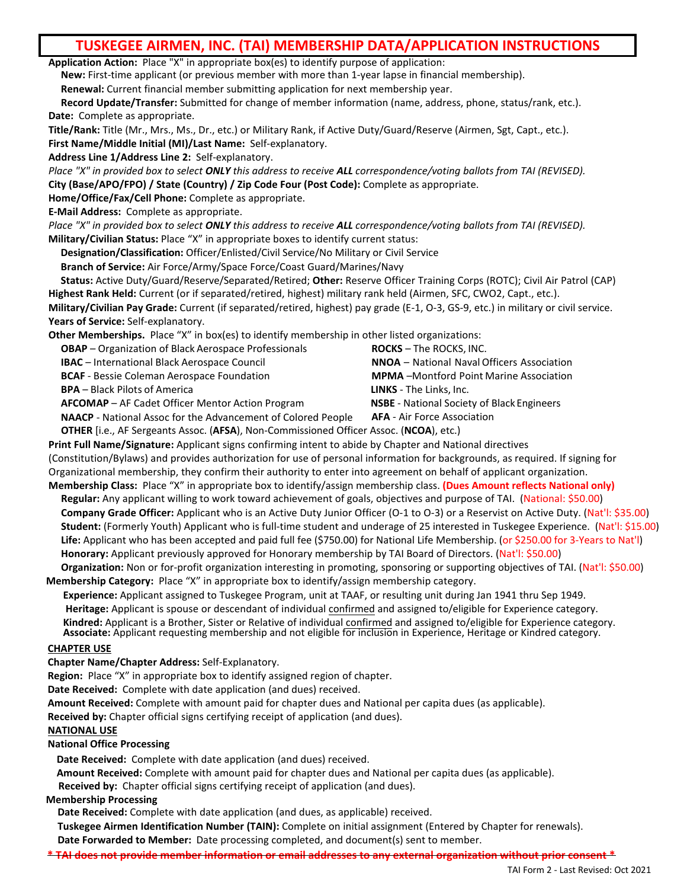# TUSKEGEE AIRMEN, INC. (TAI) MEMBERSHIP DATA/APPLICATION INSTRUCTIONS

**Application Action:** Place "X" in appropriate box(es) to identify purpose of application:

- **New:** First-time applicant (or previous member with more than 1-year lapse in financial membership).
- **Renewal:** Current financial member submitting application for next membership year.
- **Record Update/Transfer:** Submitted for change of member information (name, address, phone, status/rank, etc.).

**Date:** Complete as appropriate.

**Title/Rank:** Title (Mr., Mrs., Ms., Dr., etc.) or Military Rank, if Active Duty/Guard/Reserve (Airmen, Sgt, Capt., etc.).

**First Name/Middle Initial (MI)/Last Name:** Self-explanatory.

**Address Line 1/Address Line 2:** Self-explanatory.

*Place "X" in provided box to select **ONLY** this address to receive **ALL** correspondence/voting ballots from TAI (REVISED).*

**City (Base/APO/FPO) / State (Country) / Zip Code Four (Post Code):** Complete as appropriate.

**Home/Office/Fax/Cell Phone:** Complete as appropriate.

**E-Mail Address:** Complete as appropriate.

*Place "X" in provided box to select **ONLY** this address to receive **ALL** correspondence/voting ballots from TAI (REVISED).*

**Military/Civilian Status:** Place "X" in appropriate boxes to identify current status:

- **Designation/Classification:** Officer/Enlisted/Civil Service/No Military or Civil Service
- **Branch of Service:** Air Force/Army/Space Force/Coast Guard/Marines/Navy
- **Status:** Active Duty/Guard/Reserve/Separated/Retired; **Other:** Reserve Officer Training Corps (ROTC); Civil Air Patrol (CAP)

**Highest Rank Held:** Current (or if separated/retired, highest) military rank held (Airmen, SFC, CWO2, Capt., etc.).

**Military/Civilian Pay Grade:** Current (if separated/retired, highest) pay grade (E-1, O-3, GS-9, etc.) in military or civil service.

**Years of Service:** Self-explanatory.

**Other Memberships.** Place "X" in box(es) to identify membership in other listed organizations:

- **OBAP** – Organization of Black Aerospace Professionals
- **IBAC** – International Black Aerospace Council
- **BCAF** - Bessie Coleman Aerospace Foundation
- **BPA** – Black Pilots of America
- **AFCOMAP** – AF Cadet Officer Mentor Action Program
- **NAACP** - National Assoc for the Advancement of Colored People
- **ROCKS** – The ROCKS, INC.
- **NNOA** – National Naval Officers Association
- **MPMA** –Montford Point Marine Association
- **LINKS** - The Links, Inc.
- **NSBE** - National Society of Black Engineers
- **AFA** - Air Force Association
- **OTHER** [i.e., AF Sergeants Assoc. (**AFSA**), Non-Commissioned Officer Assoc. (**NCOA**), etc.)

**Print Full Name/Signature:** Applicant signs confirming intent to abide by Chapter and National directives (Constitution/Bylaws) and provides authorization for use of personal information for backgrounds, as required. If signing for Organizational membership, they confirm their authority to enter into agreement on behalf of applicant organization.

**Membership Class:** Place "X" in appropriate box to identify/assign membership class. **(Dues Amount reflects National only)**

- **Regular:** Any applicant willing to work toward achievement of goals, objectives and purpose of TAI. (National: $50.00)
- **Company Grade Officer:** Applicant who is an Active Duty Junior Officer (O-1 to O-3) or a Reservist on Active Duty. (Nat'l: $35.00)
- **Student:** (Formerly Youth) Applicant who is full-time student and underage of 25 interested in Tuskegee Experience. (Nat'l: $15.00)
- **Life:** Applicant who has been accepted and paid full fee ($750.00) for National Life Membership. (or $250.00 for 3-Years to Nat'l)
- **Honorary:** Applicant previously approved for Honorary membership by TAI Board of Directors. (Nat'l: $50.00)
- **Organization:** Non or for-profit organization interesting in promoting, sponsoring or supporting objectives of TAI. (Nat'l: $50.00)

**Membership Category:** Place "X" in appropriate box to identify/assign membership category.

- **Experience:** Applicant assigned to Tuskegee Program, unit at TAAF, or resulting unit during Jan 1941 thru Sep 1949.
- **Heritage:** Applicant is spouse or descendant of individual confirmed and assigned to/eligible for Experience category.
- **Kindred:** Applicant is a Brother, Sister or Relative of individual confirmed and assigned to/eligible for Experience category.
- **Associate:** Applicant requesting membership and not eligible for inclusion in Experience, Heritage or Kindred category.

## CHAPTER USE

**Chapter Name/Chapter Address:** Self-Explanatory.

**Region:** Place "X" in appropriate box to identify assigned region of chapter.

**Date Received:** Complete with date application (and dues) received.

**Amount Received:** Complete with amount paid for chapter dues and National per capita dues (as applicable).

**Received by:** Chapter official signs certifying receipt of application (and dues).

## NATIONAL USE

### National Office Processing

- **Date Received:** Complete with date application (and dues) received.
- **Amount Received:** Complete with amount paid for chapter dues and National per capita dues (as applicable).
- **Received by:** Chapter official signs certifying receipt of application (and dues).

### Membership Processing

- **Date Received:** Complete with date application (and dues, as applicable) received.
- **Tuskegee Airmen Identification Number (TAIN):** Complete on initial assignment (Entered by Chapter for renewals).
- **Date Forwarded to Member:** Date processing completed, and document(s) sent to member.

~~**\* TAI does not provide member information or email addresses to any external organization without prior consent \***~~

TAI Form 2 - Last Revised: Oct 2021